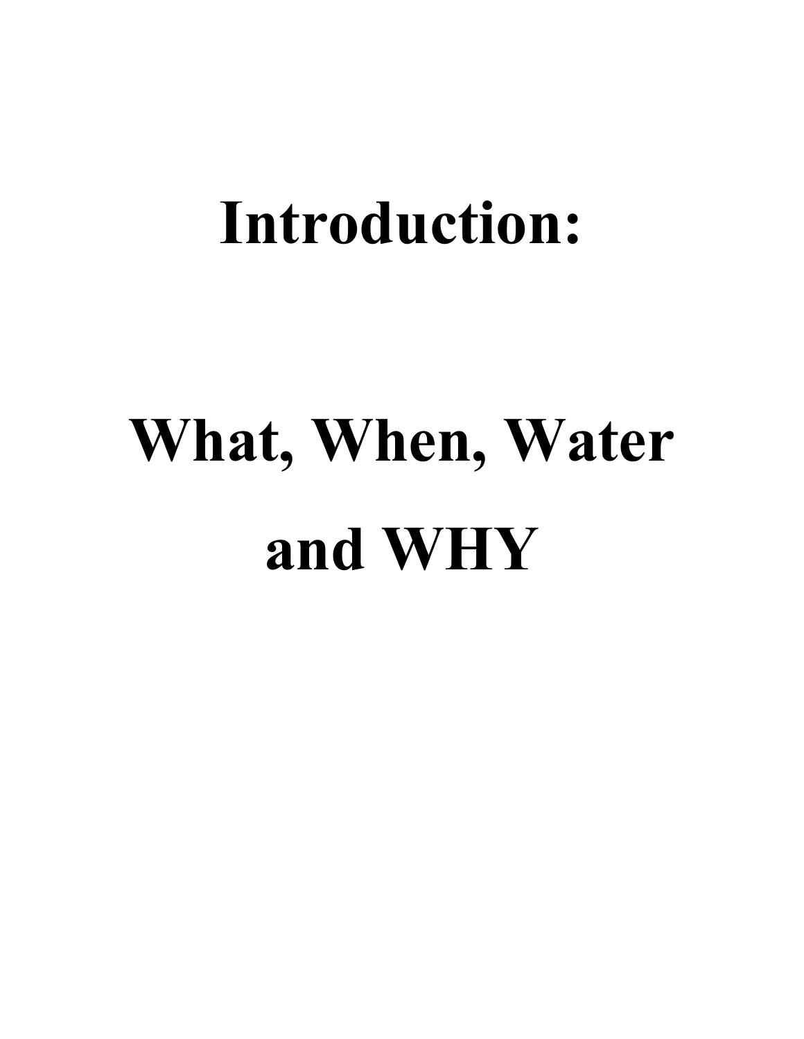# Introduction:

# What, When, Water and WHY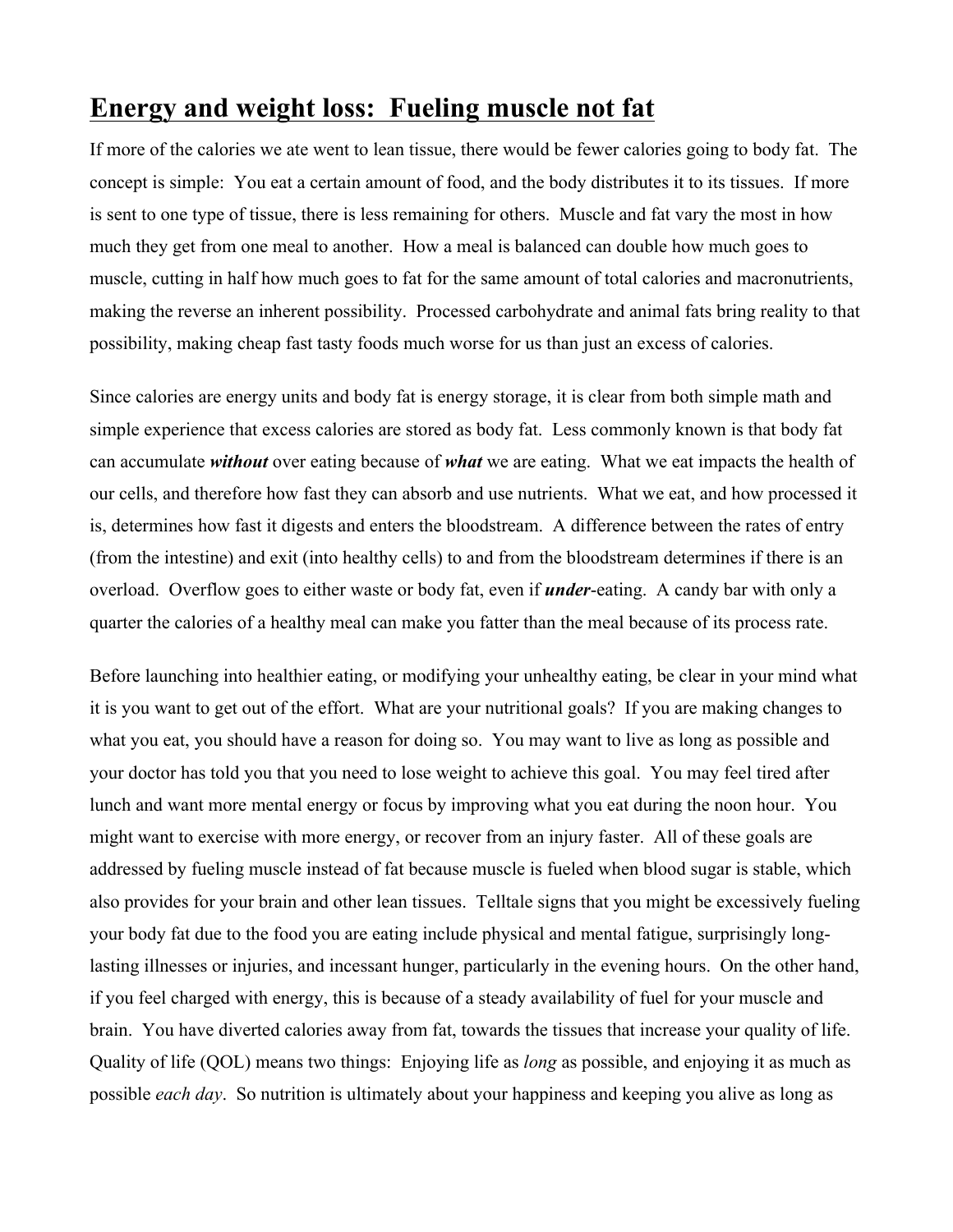## Energy and weight loss: Fueling muscle not fat

If more of the calories we ate went to lean tissue, there would be fewer calories going to body fat. The concept is simple: You eat a certain amount of food, and the body distributes it to its tissues. If more is sent to one type of tissue, there is less remaining for others. Muscle and fat vary the most in how much they get from one meal to another. How a meal is balanced can double how much goes to muscle, cutting in half how much goes to fat for the same amount of total calories and macronutrients, making the reverse an inherent possibility. Processed carbohydrate and animal fats bring reality to that possibility, making cheap fast tasty foods much worse for us than just an excess of calories.

Since calories are energy units and body fat is energy storage, it is clear from both simple math and simple experience that excess calories are stored as body fat. Less commonly known is that body fat can accumulate ***without*** over eating because of ***what*** we are eating. What we eat impacts the health of our cells, and therefore how fast they can absorb and use nutrients. What we eat, and how processed it is, determines how fast it digests and enters the bloodstream. A difference between the rates of entry (from the intestine) and exit (into healthy cells) to and from the bloodstream determines if there is an overload. Overflow goes to either waste or body fat, even if ***under***-eating. A candy bar with only a quarter the calories of a healthy meal can make you fatter than the meal because of its process rate.

Before launching into healthier eating, or modifying your unhealthy eating, be clear in your mind what it is you want to get out of the effort. What are your nutritional goals? If you are making changes to what you eat, you should have a reason for doing so. You may want to live as long as possible and your doctor has told you that you need to lose weight to achieve this goal. You may feel tired after lunch and want more mental energy or focus by improving what you eat during the noon hour. You might want to exercise with more energy, or recover from an injury faster. All of these goals are addressed by fueling muscle instead of fat because muscle is fueled when blood sugar is stable, which also provides for your brain and other lean tissues. Telltale signs that you might be excessively fueling your body fat due to the food you are eating include physical and mental fatigue, surprisingly long-lasting illnesses or injuries, and incessant hunger, particularly in the evening hours. On the other hand, if you feel charged with energy, this is because of a steady availability of fuel for your muscle and brain. You have diverted calories away from fat, towards the tissues that increase your quality of life. Quality of life (QOL) means two things: Enjoying life as *long* as possible, and enjoying it as much as possible *each day*. So nutrition is ultimately about your happiness and keeping you alive as long as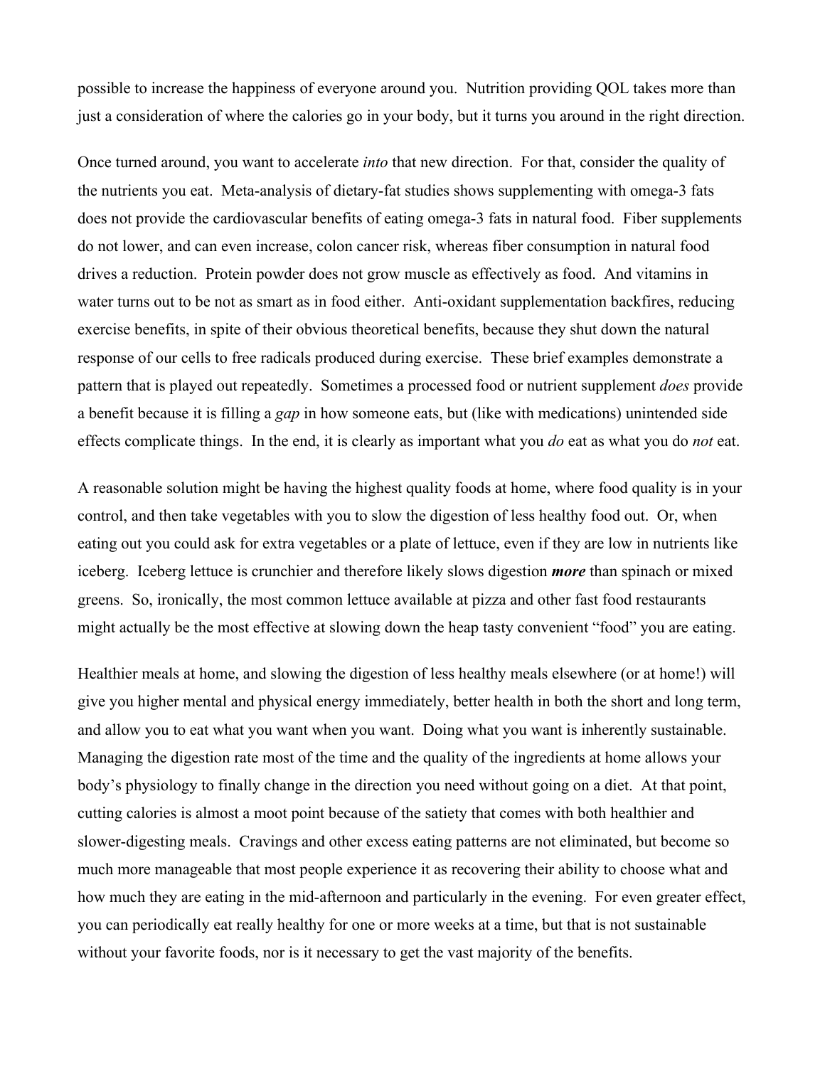possible to increase the happiness of everyone around you. Nutrition providing QOL takes more than just a consideration of where the calories go in your body, but it turns you around in the right direction.

Once turned around, you want to accelerate *into* that new direction. For that, consider the quality of the nutrients you eat. Meta-analysis of dietary-fat studies shows supplementing with omega-3 fats does not provide the cardiovascular benefits of eating omega-3 fats in natural food. Fiber supplements do not lower, and can even increase, colon cancer risk, whereas fiber consumption in natural food drives a reduction. Protein powder does not grow muscle as effectively as food. And vitamins in water turns out to be not as smart as in food either. Anti-oxidant supplementation backfires, reducing exercise benefits, in spite of their obvious theoretical benefits, because they shut down the natural response of our cells to free radicals produced during exercise. These brief examples demonstrate a pattern that is played out repeatedly. Sometimes a processed food or nutrient supplement *does* provide a benefit because it is filling a *gap* in how someone eats, but (like with medications) unintended side effects complicate things. In the end, it is clearly as important what you *do* eat as what you do *not* eat.

A reasonable solution might be having the highest quality foods at home, where food quality is in your control, and then take vegetables with you to slow the digestion of less healthy food out. Or, when eating out you could ask for extra vegetables or a plate of lettuce, even if they are low in nutrients like iceberg. Iceberg lettuce is crunchier and therefore likely slows digestion ***more*** than spinach or mixed greens. So, ironically, the most common lettuce available at pizza and other fast food restaurants might actually be the most effective at slowing down the heap tasty convenient "food" you are eating.

Healthier meals at home, and slowing the digestion of less healthy meals elsewhere (or at home!) will give you higher mental and physical energy immediately, better health in both the short and long term, and allow you to eat what you want when you want. Doing what you want is inherently sustainable. Managing the digestion rate most of the time and the quality of the ingredients at home allows your body's physiology to finally change in the direction you need without going on a diet. At that point, cutting calories is almost a moot point because of the satiety that comes with both healthier and slower-digesting meals. Cravings and other excess eating patterns are not eliminated, but become so much more manageable that most people experience it as recovering their ability to choose what and how much they are eating in the mid-afternoon and particularly in the evening. For even greater effect, you can periodically eat really healthy for one or more weeks at a time, but that is not sustainable without your favorite foods, nor is it necessary to get the vast majority of the benefits.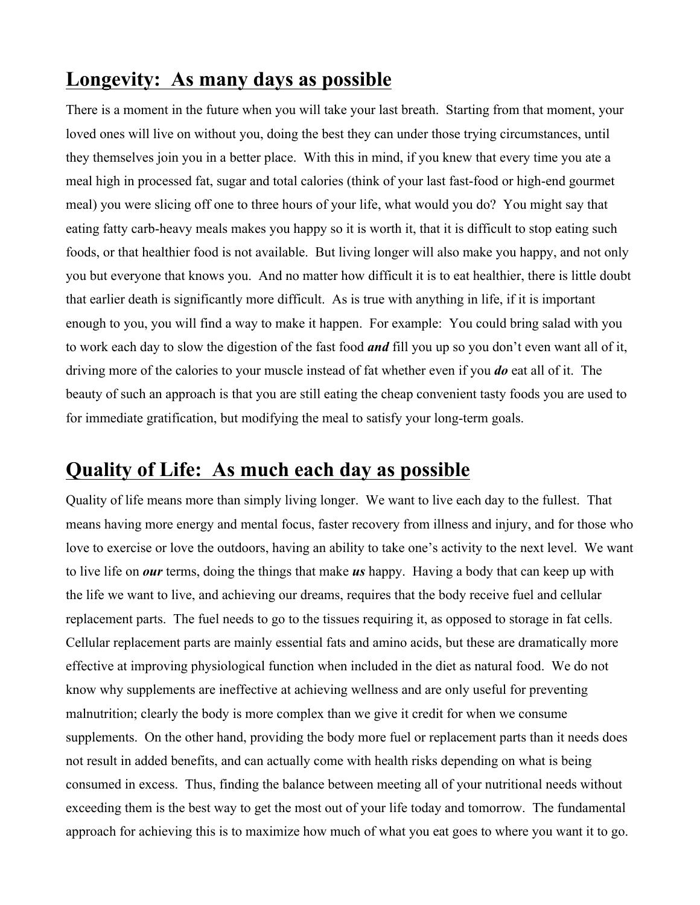## **Longevity: As many days as possible**

There is a moment in the future when you will take your last breath. Starting from that moment, your loved ones will live on without you, doing the best they can under those trying circumstances, until they themselves join you in a better place. With this in mind, if you knew that every time you ate a meal high in processed fat, sugar and total calories (think of your last fast-food or high-end gourmet meal) you were slicing off one to three hours of your life, what would you do? You might say that eating fatty carb-heavy meals makes you happy so it is worth it, that it is difficult to stop eating such foods, or that healthier food is not available. But living longer will also make you happy, and not only you but everyone that knows you. And no matter how difficult it is to eat healthier, there is little doubt that earlier death is significantly more difficult. As is true with anything in life, if it is important enough to you, you will find a way to make it happen. For example: You could bring salad with you to work each day to slow the digestion of the fast food ***and*** fill you up so you don't even want all of it, driving more of the calories to your muscle instead of fat whether even if you ***do*** eat all of it. The beauty of such an approach is that you are still eating the cheap convenient tasty foods you are used to for immediate gratification, but modifying the meal to satisfy your long-term goals.

## **Quality of Life: As much each day as possible**

Quality of life means more than simply living longer. We want to live each day to the fullest. That means having more energy and mental focus, faster recovery from illness and injury, and for those who love to exercise or love the outdoors, having an ability to take one's activity to the next level. We want to live life on ***our*** terms, doing the things that make ***us*** happy. Having a body that can keep up with the life we want to live, and achieving our dreams, requires that the body receive fuel and cellular replacement parts. The fuel needs to go to the tissues requiring it, as opposed to storage in fat cells. Cellular replacement parts are mainly essential fats and amino acids, but these are dramatically more effective at improving physiological function when included in the diet as natural food. We do not know why supplements are ineffective at achieving wellness and are only useful for preventing malnutrition; clearly the body is more complex than we give it credit for when we consume supplements. On the other hand, providing the body more fuel or replacement parts than it needs does not result in added benefits, and can actually come with health risks depending on what is being consumed in excess. Thus, finding the balance between meeting all of your nutritional needs without exceeding them is the best way to get the most out of your life today and tomorrow. The fundamental approach for achieving this is to maximize how much of what you eat goes to where you want it to go.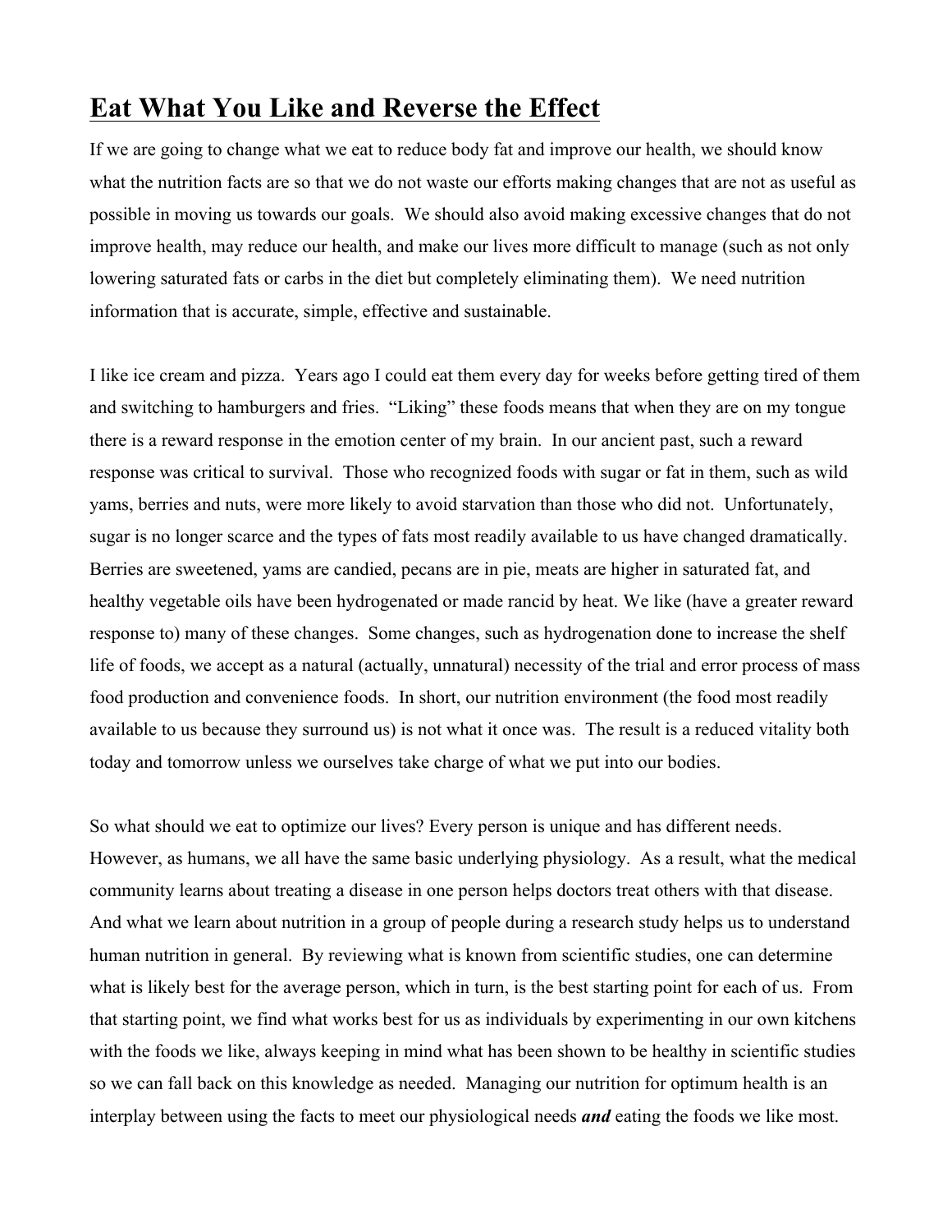## Eat What You Like and Reverse the Effect

If we are going to change what we eat to reduce body fat and improve our health, we should know what the nutrition facts are so that we do not waste our efforts making changes that are not as useful as possible in moving us towards our goals. We should also avoid making excessive changes that do not improve health, may reduce our health, and make our lives more difficult to manage (such as not only lowering saturated fats or carbs in the diet but completely eliminating them). We need nutrition information that is accurate, simple, effective and sustainable.

I like ice cream and pizza. Years ago I could eat them every day for weeks before getting tired of them and switching to hamburgers and fries. "Liking" these foods means that when they are on my tongue there is a reward response in the emotion center of my brain. In our ancient past, such a reward response was critical to survival. Those who recognized foods with sugar or fat in them, such as wild yams, berries and nuts, were more likely to avoid starvation than those who did not. Unfortunately, sugar is no longer scarce and the types of fats most readily available to us have changed dramatically. Berries are sweetened, yams are candied, pecans are in pie, meats are higher in saturated fat, and healthy vegetable oils have been hydrogenated or made rancid by heat. We like (have a greater reward response to) many of these changes. Some changes, such as hydrogenation done to increase the shelf life of foods, we accept as a natural (actually, unnatural) necessity of the trial and error process of mass food production and convenience foods. In short, our nutrition environment (the food most readily available to us because they surround us) is not what it once was. The result is a reduced vitality both today and tomorrow unless we ourselves take charge of what we put into our bodies.

So what should we eat to optimize our lives? Every person is unique and has different needs. However, as humans, we all have the same basic underlying physiology. As a result, what the medical community learns about treating a disease in one person helps doctors treat others with that disease. And what we learn about nutrition in a group of people during a research study helps us to understand human nutrition in general. By reviewing what is known from scientific studies, one can determine what is likely best for the average person, which in turn, is the best starting point for each of us. From that starting point, we find what works best for us as individuals by experimenting in our own kitchens with the foods we like, always keeping in mind what has been shown to be healthy in scientific studies so we can fall back on this knowledge as needed. Managing our nutrition for optimum health is an interplay between using the facts to meet our physiological needs ***and*** eating the foods we like most.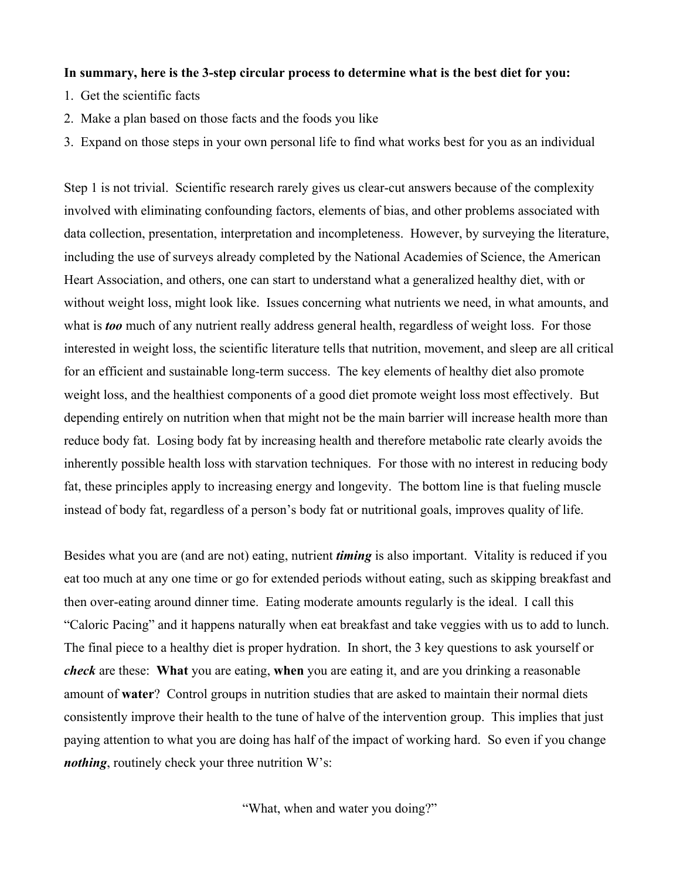**In summary, here is the 3-step circular process to determine what is the best diet for you:**

1. Get the scientific facts
2. Make a plan based on those facts and the foods you like
3. Expand on those steps in your own personal life to find what works best for you as an individual

Step 1 is not trivial. Scientific research rarely gives us clear-cut answers because of the complexity involved with eliminating confounding factors, elements of bias, and other problems associated with data collection, presentation, interpretation and incompleteness. However, by surveying the literature, including the use of surveys already completed by the National Academies of Science, the American Heart Association, and others, one can start to understand what a generalized healthy diet, with or without weight loss, might look like. Issues concerning what nutrients we need, in what amounts, and what is ***too*** much of any nutrient really address general health, regardless of weight loss. For those interested in weight loss, the scientific literature tells that nutrition, movement, and sleep are all critical for an efficient and sustainable long-term success. The key elements of healthy diet also promote weight loss, and the healthiest components of a good diet promote weight loss most effectively. But depending entirely on nutrition when that might not be the main barrier will increase health more than reduce body fat. Losing body fat by increasing health and therefore metabolic rate clearly avoids the inherently possible health loss with starvation techniques. For those with no interest in reducing body fat, these principles apply to increasing energy and longevity. The bottom line is that fueling muscle instead of body fat, regardless of a person's body fat or nutritional goals, improves quality of life.

Besides what you are (and are not) eating, nutrient ***timing*** is also important. Vitality is reduced if you eat too much at any one time or go for extended periods without eating, such as skipping breakfast and then over-eating around dinner time. Eating moderate amounts regularly is the ideal. I call this "Caloric Pacing" and it happens naturally when eat breakfast and take veggies with us to add to lunch. The final piece to a healthy diet is proper hydration. In short, the 3 key questions to ask yourself or ***check*** are these: **What** you are eating, **when** you are eating it, and are you drinking a reasonable amount of **water**? Control groups in nutrition studies that are asked to maintain their normal diets consistently improve their health to the tune of halve of the intervention group. This implies that just paying attention to what you are doing has half of the impact of working hard. So even if you change ***nothing***, routinely check your three nutrition W's:

"What, when and water you doing?"